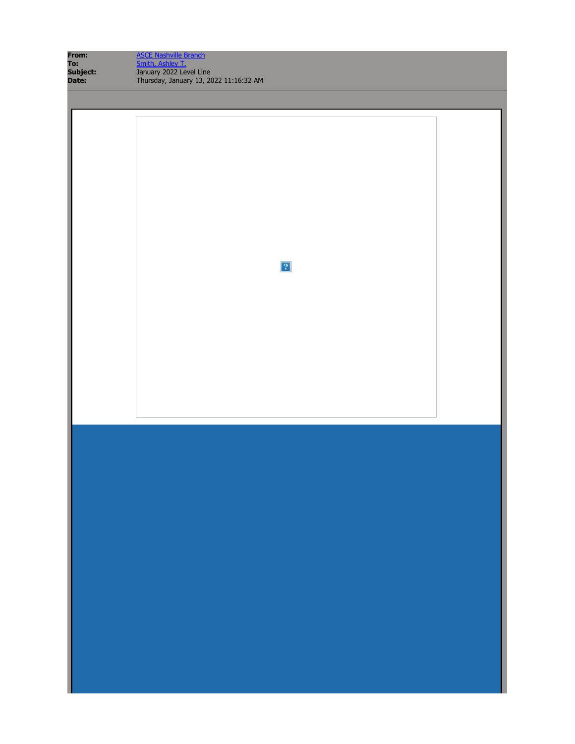**From:** ASCE Nashville Branch
**To:** Smith, Ashley T.
**Subject:** January 2022 Level Line
**Date:** Thursday, January 13, 2022 11:16:32 AM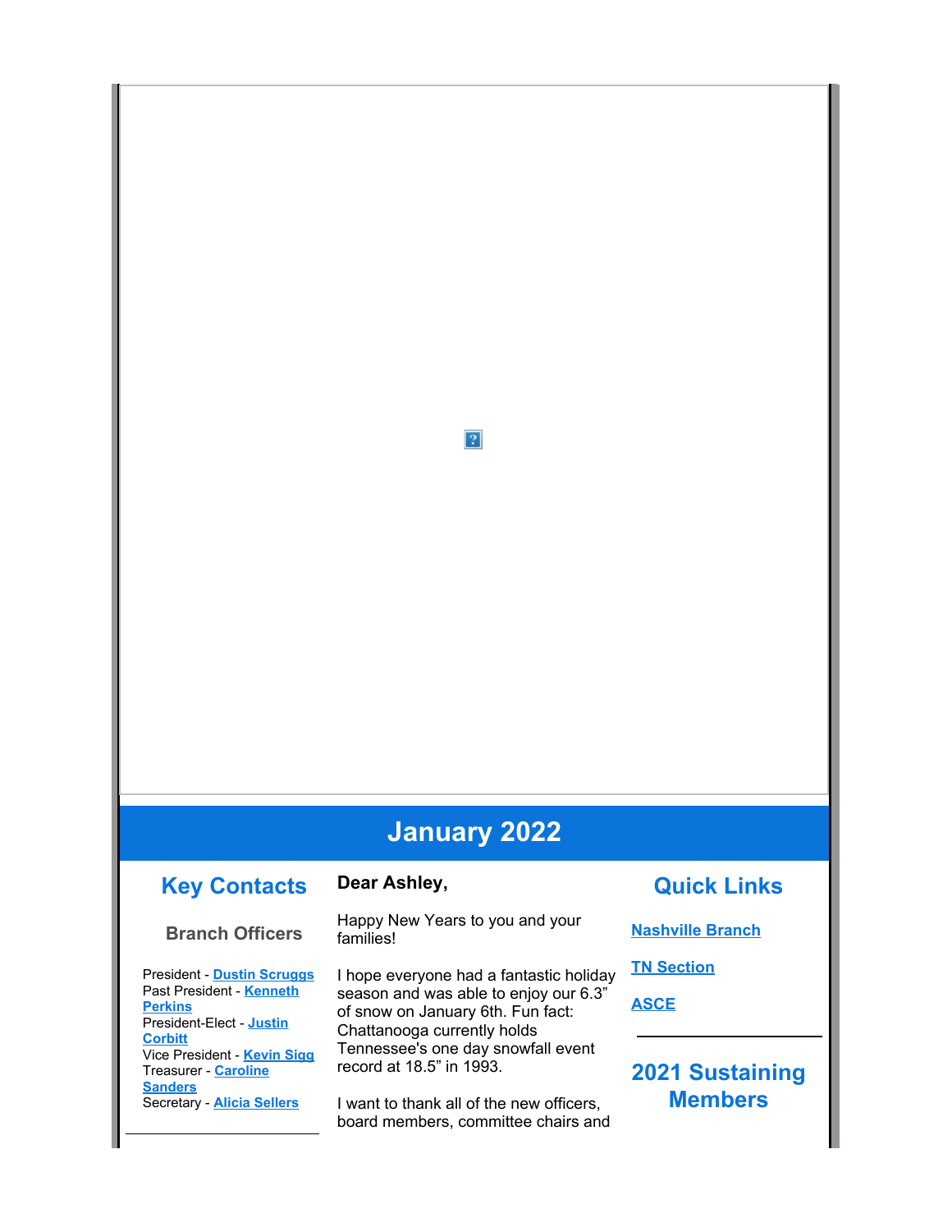# January 2022

## Key Contacts

### Branch Officers

President - **Dustin Scruggs**
Past President - **Kenneth Perkins**
President-Elect - **Justin Corbitt**
Vice President - **Kevin Sigg**
Treasurer - **Caroline Sanders**
Secretary - **Alicia Sellers**

---

**Dear Ashley,**

Happy New Years to you and your families!

I hope everyone had a fantastic holiday season and was able to enjoy our 6.3” of snow on January 6th. Fun fact: Chattanooga currently holds Tennessee's one day snowfall event record at 18.5” in 1993.

I want to thank all of the new officers, board members, committee chairs and

## Quick Links

**Nashville Branch**

**TN Section**

**ASCE**

---

## 2021 Sustaining Members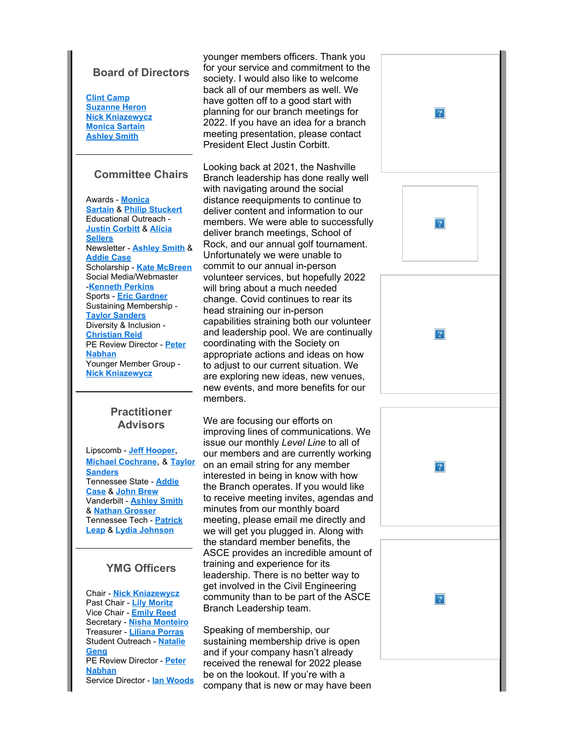## Board of Directors

Clint Camp
Suzanne Heron
Nick Kniazewycz
Monica Sartain
Ashley Smith

## Committee Chairs

Awards - Monica Sartain & Philip Stuckert
Educational Outreach - Justin Corbitt & Alicia Sellers
Newsletter - Ashley Smith & Addie Case
Scholarship - Kate McBreen
Social Media/Webmaster -Kenneth Perkins
Sports - Eric Gardner
Sustaining Membership - Taylor Sanders
Diversity & Inclusion - Christian Reid
PE Review Director - Peter Nabhan
Younger Member Group - Nick Kniazewycz

## Practitioner Advisors

Lipscomb - Jeff Hooper, Michael Cochrane, & Taylor Sanders
Tennessee State - Addie Case & John Brew
Vanderbilt - Ashley Smith & Nathan Grosser
Tennessee Tech - Patrick Leap & Lydia Johnson

## YMG Officers

Chair - Nick Kniazewycz
Past Chair - Lily Moritz
Vice Chair - Emily Reed
Secretary - Nisha Monteiro
Treasurer - Liliana Porras
Student Outreach - Natalie Geng
PE Review Director - Peter Nabhan
Service Director - Ian Woods

younger members officers. Thank you for your service and commitment to the society. I would also like to welcome back all of our members as well. We have gotten off to a good start with planning for our branch meetings for 2022. If you have an idea for a branch meeting presentation, please contact President Elect Justin Corbitt.

Looking back at 2021, the Nashville Branch leadership has done really well with navigating around the social distance reequipments to continue to deliver content and information to our members. We were able to successfully deliver branch meetings, School of Rock, and our annual golf tournament. Unfortunately we were unable to commit to our annual in-person volunteer services, but hopefully 2022 will bring about a much needed change. Covid continues to rear its head straining our in-person capabilities straining both our volunteer and leadership pool. We are continually coordinating with the Society on appropriate actions and ideas on how to adjust to our current situation. We are exploring new ideas, new venues, new events, and more benefits for our members.

We are focusing our efforts on improving lines of communications. We issue our monthly *Level Line* to all of our members and are currently working on an email string for any member interested in being in know with how the Branch operates. If you would like to receive meeting invites, agendas and minutes from our monthly board meeting, please email me directly and we will get you plugged in. Along with the standard member benefits, the ASCE provides an incredible amount of training and experience for its leadership. There is no better way to get involved in the Civil Engineering community than to be part of the ASCE Branch Leadership team.

Speaking of membership, our sustaining membership drive is open and if your company hasn't already received the renewal for 2022 please be on the lookout. If you're with a company that is new or may have been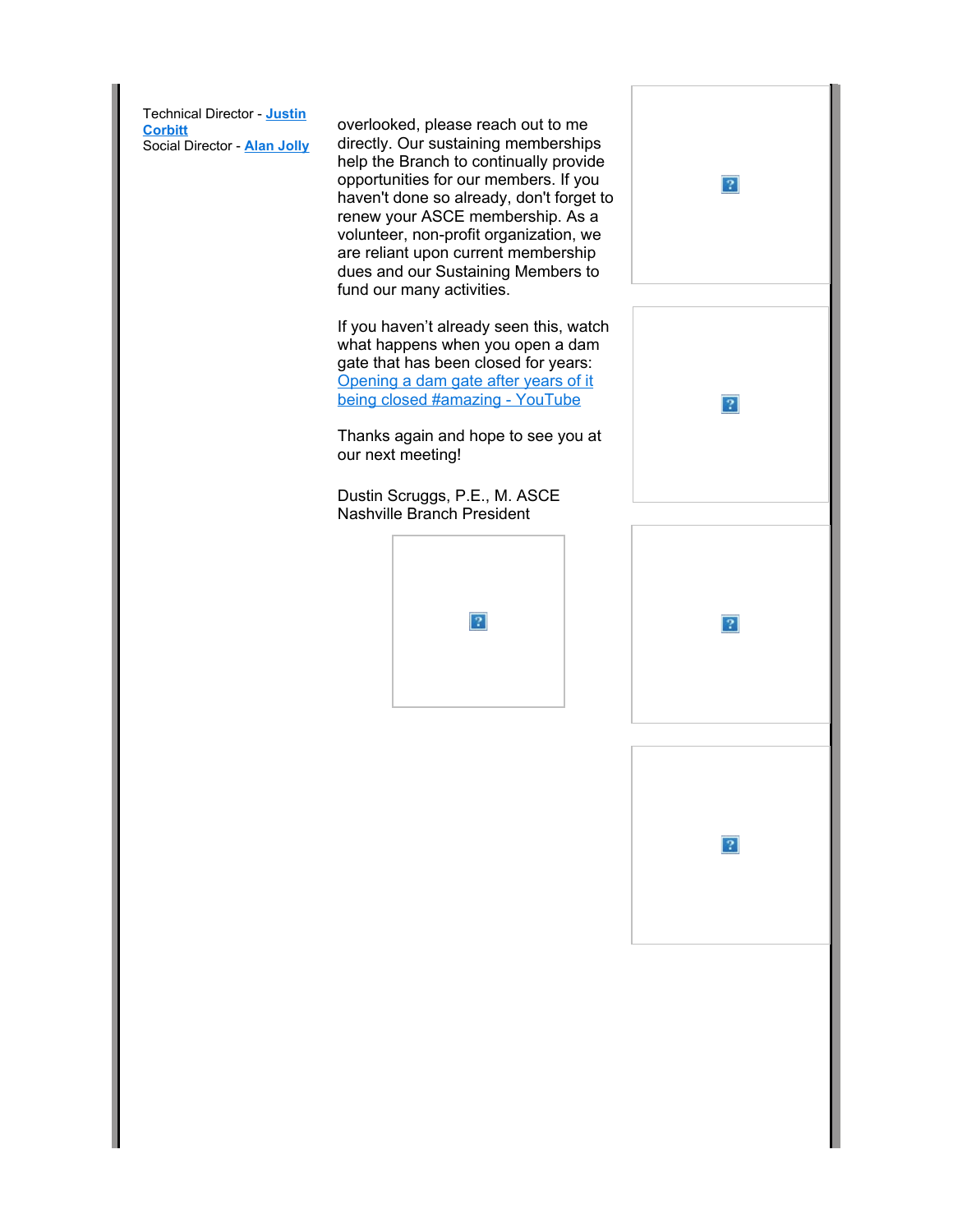Technical Director - **Justin Corbitt**
Social Director - **Alan Jolly**

overlooked, please reach out to me directly. Our sustaining memberships help the Branch to continually provide opportunities for our members. If you haven't done so already, don't forget to renew your ASCE membership. As a volunteer, non-profit organization, we are reliant upon current membership dues and our Sustaining Members to fund our many activities.

If you haven't already seen this, watch what happens when you open a dam gate that has been closed for years: Opening a dam gate after years of it being closed #amazing - YouTube

Thanks again and hope to see you at our next meeting!

Dustin Scruggs, P.E., M. ASCE
Nashville Branch President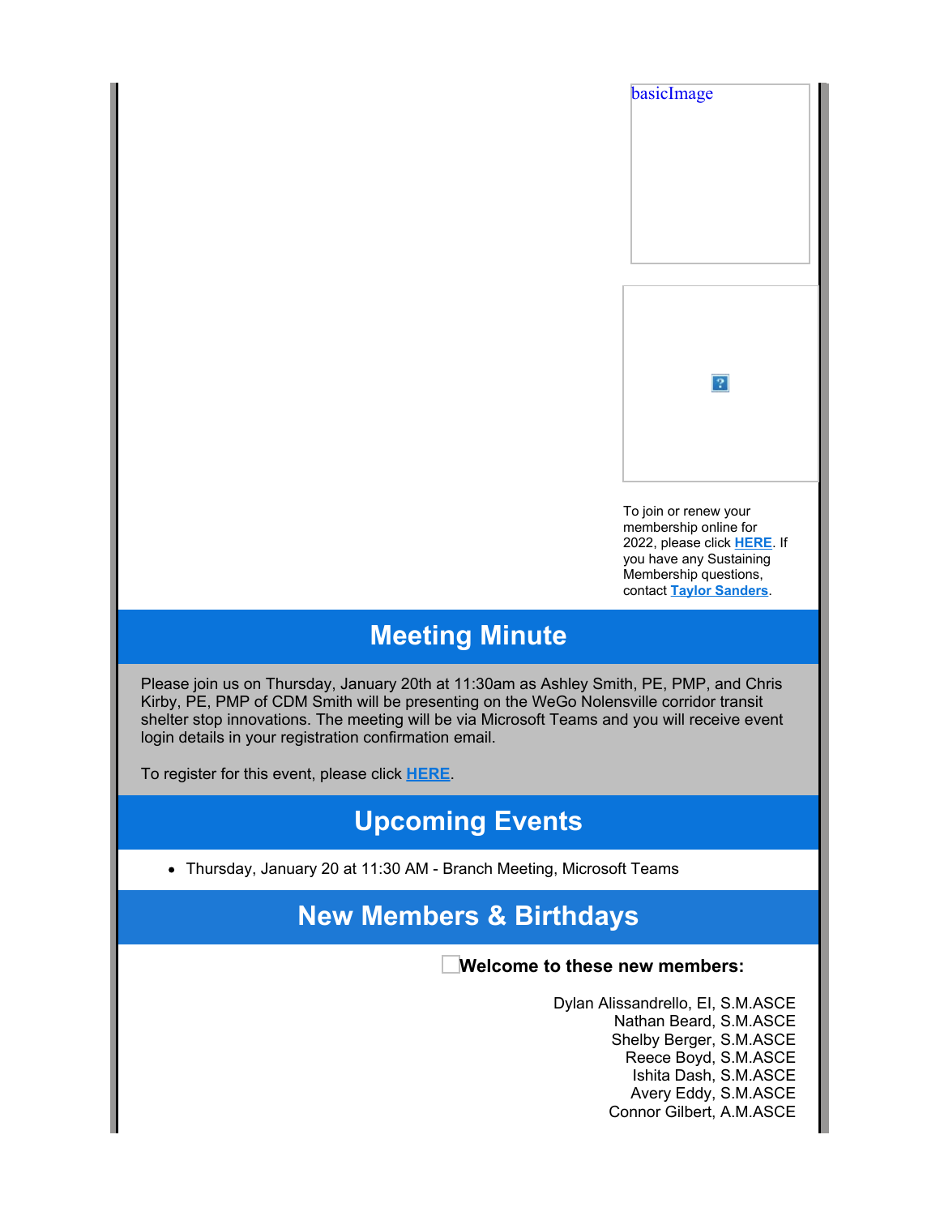basicImage

To join or renew your membership online for 2022, please click **HERE**. If you have any Sustaining Membership questions, contact **Taylor Sanders**.

## Meeting Minute

Please join us on Thursday, January 20th at 11:30am as Ashley Smith, PE, PMP, and Chris Kirby, PE, PMP of CDM Smith will be presenting on the WeGo Nolensville corridor transit shelter stop innovations. The meeting will be via Microsoft Teams and you will receive event login details in your registration confirmation email.

To register for this event, please click **HERE**.

## Upcoming Events

- Thursday, January 20 at 11:30 AM - Branch Meeting, Microsoft Teams

## New Members & Birthdays

**Welcome to these new members:**

Dylan Alissandrello, EI, S.M.ASCE
Nathan Beard, S.M.ASCE
Shelby Berger, S.M.ASCE
Reece Boyd, S.M.ASCE
Ishita Dash, S.M.ASCE
Avery Eddy, S.M.ASCE
Connor Gilbert, A.M.ASCE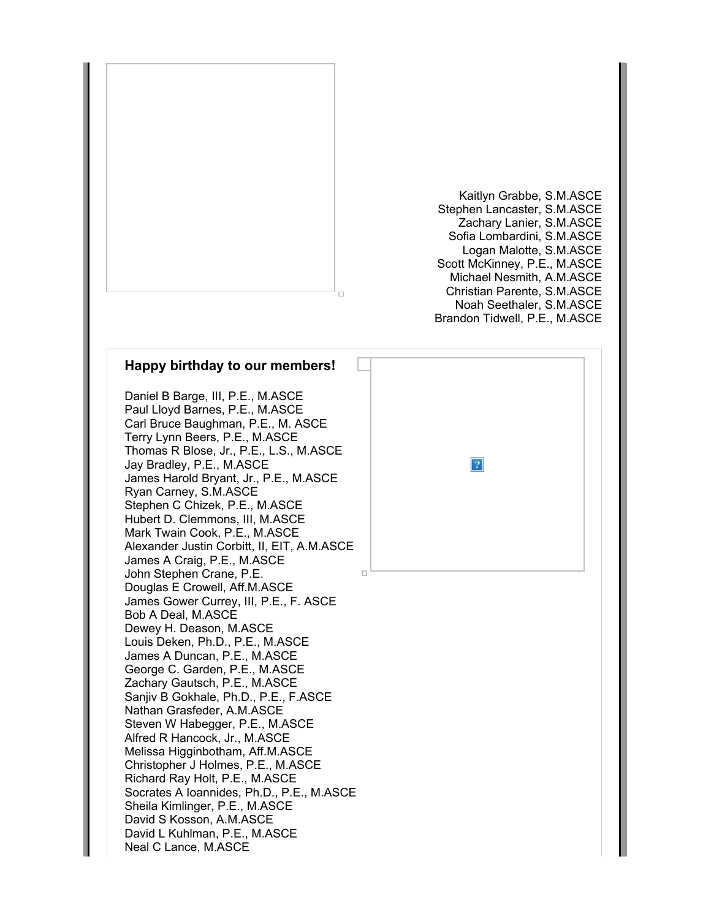Kaitlyn Grabbe, S.M.ASCE
Stephen Lancaster, S.M.ASCE
Zachary Lanier, S.M.ASCE
Sofia Lombardini, S.M.ASCE
Logan Malotte, S.M.ASCE
Scott McKinney, P.E., M.ASCE
Michael Nesmith, A.M.ASCE
Christian Parente, S.M.ASCE
Noah Seethaler, S.M.ASCE
Brandon Tidwell, P.E., M.ASCE

**Happy birthday to our members!**

Daniel B Barge, III, P.E., M.ASCE
Paul Lloyd Barnes, P.E., M.ASCE
Carl Bruce Baughman, P.E., M. ASCE
Terry Lynn Beers, P.E., M.ASCE
Thomas R Blose, Jr., P.E., L.S., M.ASCE
Jay Bradley, P.E., M.ASCE
James Harold Bryant, Jr., P.E., M.ASCE
Ryan Carney, S.M.ASCE
Stephen C Chizek, P.E., M.ASCE
Hubert D. Clemmons, III, M.ASCE
Mark Twain Cook, P.E., M.ASCE
Alexander Justin Corbitt, II, EIT, A.M.ASCE
James A Craig, P.E., M.ASCE
John Stephen Crane, P.E.
Douglas E Crowell, Aff.M.ASCE
James Gower Currey, III, P.E., F. ASCE
Bob A Deal, M.ASCE
Dewey H. Deason, M.ASCE
Louis Deken, Ph.D., P.E., M.ASCE
James A Duncan, P.E., M.ASCE
George C. Garden, P.E., M.ASCE
Zachary Gautsch, P.E., M.ASCE
Sanjiv B Gokhale, Ph.D., P.E., F.ASCE
Nathan Grasfeder, A.M.ASCE
Steven W Habegger, P.E., M.ASCE
Alfred R Hancock, Jr., M.ASCE
Melissa Higginbotham, Aff.M.ASCE
Christopher J Holmes, P.E., M.ASCE
Richard Ray Holt, P.E., M.ASCE
Socrates A Ioannides, Ph.D., P.E., M.ASCE
Sheila Kimlinger, P.E., M.ASCE
David S Kosson, A.M.ASCE
David L Kuhlman, P.E., M.ASCE
Neal C Lance, M.ASCE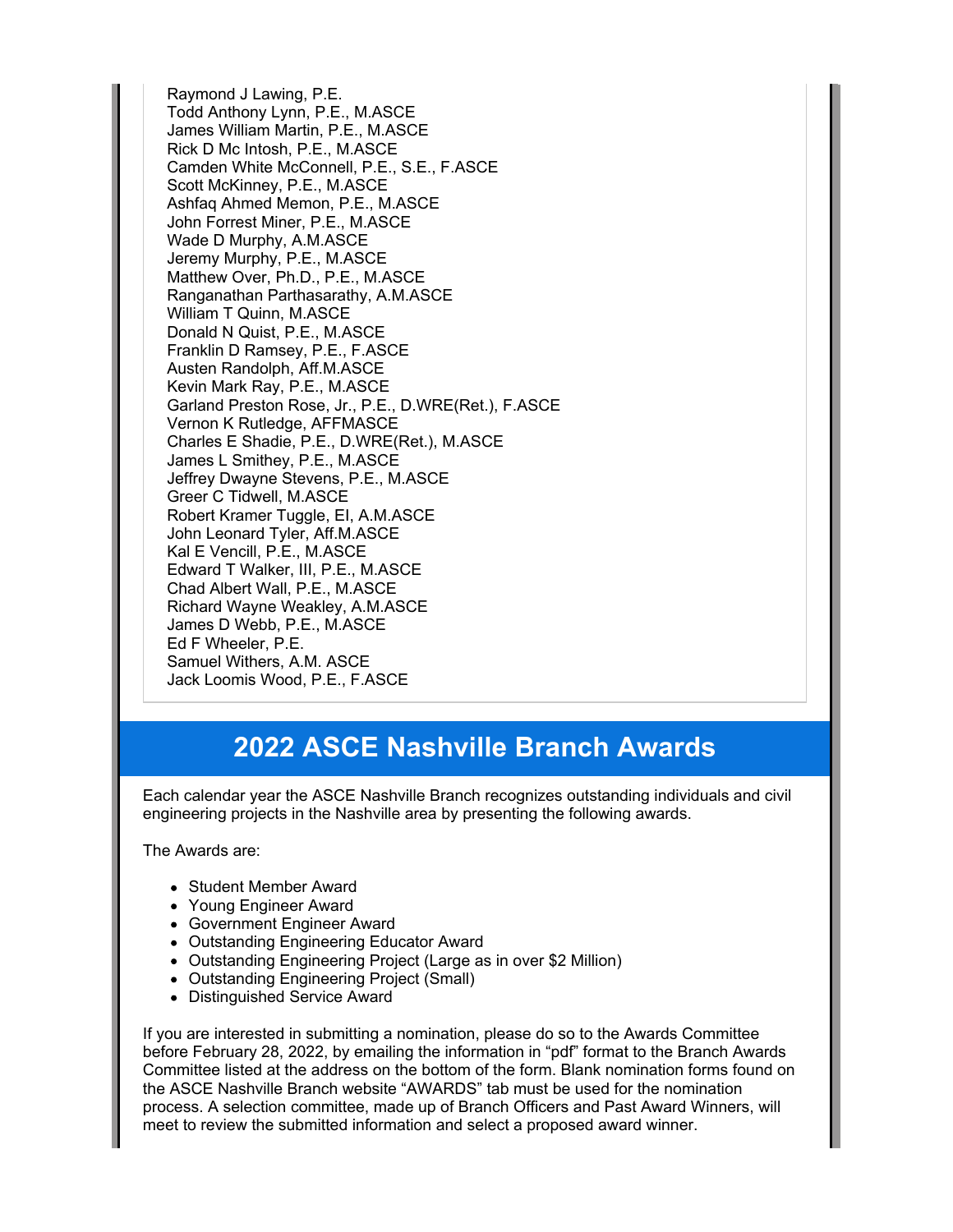Raymond J Lawing, P.E.
Todd Anthony Lynn, P.E., M.ASCE
James William Martin, P.E., M.ASCE
Rick D Mc Intosh, P.E., M.ASCE
Camden White McConnell, P.E., S.E., F.ASCE
Scott McKinney, P.E., M.ASCE
Ashfaq Ahmed Memon, P.E., M.ASCE
John Forrest Miner, P.E., M.ASCE
Wade D Murphy, A.M.ASCE
Jeremy Murphy, P.E., M.ASCE
Matthew Over, Ph.D., P.E., M.ASCE
Ranganathan Parthasarathy, A.M.ASCE
William T Quinn, M.ASCE
Donald N Quist, P.E., M.ASCE
Franklin D Ramsey, P.E., F.ASCE
Austen Randolph, Aff.M.ASCE
Kevin Mark Ray, P.E., M.ASCE
Garland Preston Rose, Jr., P.E., D.WRE(Ret.), F.ASCE
Vernon K Rutledge, AFFMASCE
Charles E Shadie, P.E., D.WRE(Ret.), M.ASCE
James L Smithey, P.E., M.ASCE
Jeffrey Dwayne Stevens, P.E., M.ASCE
Greer C Tidwell, M.ASCE
Robert Kramer Tuggle, EI, A.M.ASCE
John Leonard Tyler, Aff.M.ASCE
Kal E Vencill, P.E., M.ASCE
Edward T Walker, III, P.E., M.ASCE
Chad Albert Wall, P.E., M.ASCE
Richard Wayne Weakley, A.M.ASCE
James D Webb, P.E., M.ASCE
Ed F Wheeler, P.E.
Samuel Withers, A.M. ASCE
Jack Loomis Wood, P.E., F.ASCE

## 2022 ASCE Nashville Branch Awards

Each calendar year the ASCE Nashville Branch recognizes outstanding individuals and civil engineering projects in the Nashville area by presenting the following awards.

The Awards are:

- Student Member Award
- Young Engineer Award
- Government Engineer Award
- Outstanding Engineering Educator Award
- Outstanding Engineering Project (Large as in over $2 Million)
- Outstanding Engineering Project (Small)
- Distinguished Service Award

If you are interested in submitting a nomination, please do so to the Awards Committee before February 28, 2022, by emailing the information in "pdf" format to the Branch Awards Committee listed at the address on the bottom of the form. Blank nomination forms found on the ASCE Nashville Branch website "AWARDS" tab must be used for the nomination process. A selection committee, made up of Branch Officers and Past Award Winners, will meet to review the submitted information and select a proposed award winner.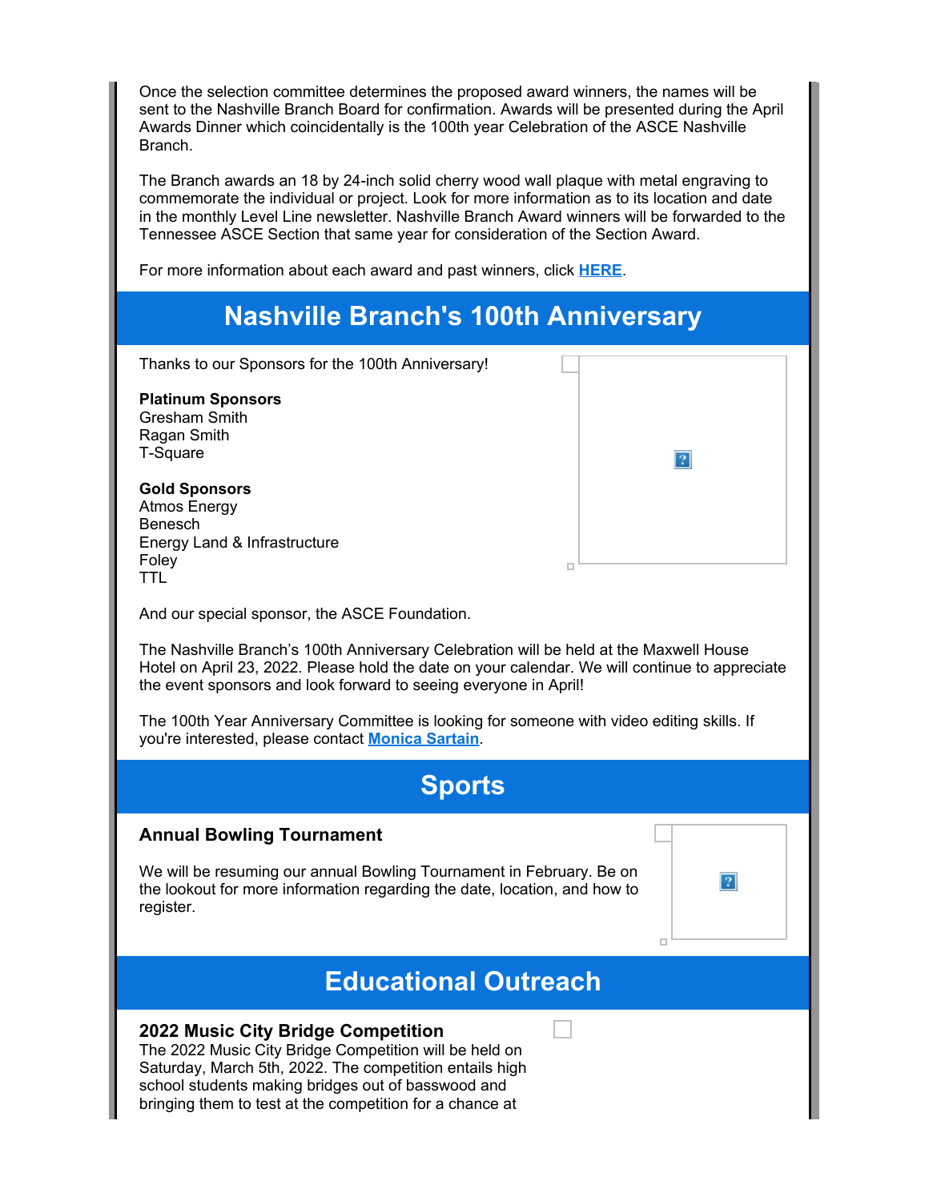Once the selection committee determines the proposed award winners, the names will be sent to the Nashville Branch Board for confirmation. Awards will be presented during the April Awards Dinner which coincidentally is the 100th year Celebration of the ASCE Nashville Branch.

The Branch awards an 18 by 24-inch solid cherry wood wall plaque with metal engraving to commemorate the individual or project. Look for more information as to its location and date in the monthly Level Line newsletter. Nashville Branch Award winners will be forwarded to the Tennessee ASCE Section that same year for consideration of the Section Award.

For more information about each award and past winners, click **HERE**.

## Nashville Branch's 100th Anniversary

Thanks to our Sponsors for the 100th Anniversary!

**Platinum Sponsors**
Gresham Smith
Ragan Smith
T-Square

**Gold Sponsors**
Atmos Energy
Benesch
Energy Land & Infrastructure
Foley
TTL

And our special sponsor, the ASCE Foundation.

The Nashville Branch's 100th Anniversary Celebration will be held at the Maxwell House Hotel on April 23, 2022. Please hold the date on your calendar. We will continue to appreciate the event sponsors and look forward to seeing everyone in April!

The 100th Year Anniversary Committee is looking for someone with video editing skills. If you're interested, please contact **Monica Sartain**.

## Sports

### Annual Bowling Tournament

We will be resuming our annual Bowling Tournament in February. Be on the lookout for more information regarding the date, location, and how to register.

## Educational Outreach

### 2022 Music City Bridge Competition

The 2022 Music City Bridge Competition will be held on Saturday, March 5th, 2022. The competition entails high school students making bridges out of basswood and bringing them to test at the competition for a chance at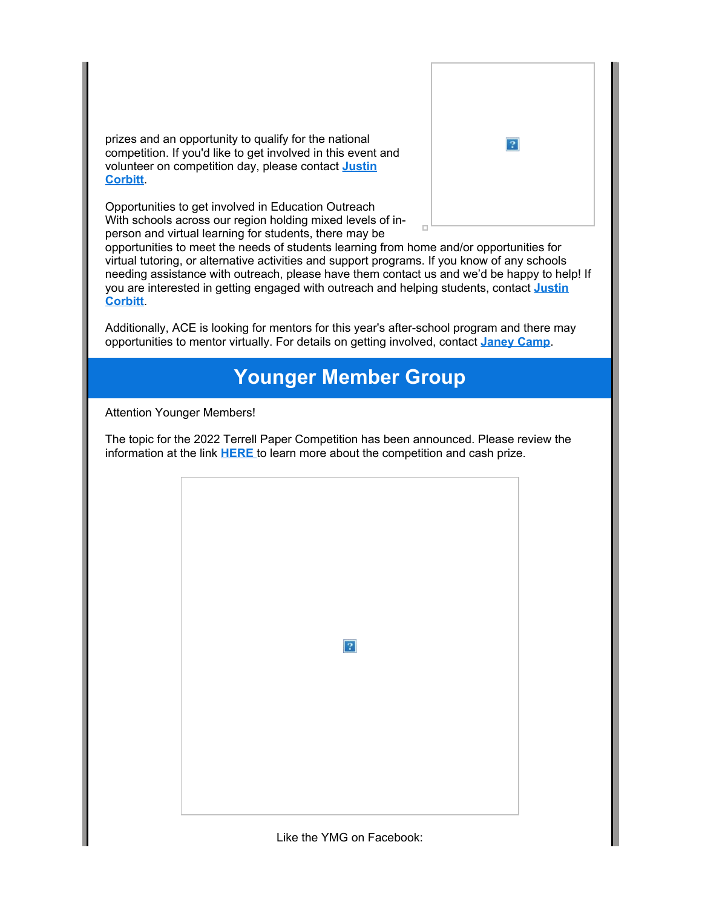prizes and an opportunity to qualify for the national competition. If you'd like to get involved in this event and volunteer on competition day, please contact **Justin Corbitt**.

Opportunities to get involved in Education Outreach
With schools across our region holding mixed levels of in-person and virtual learning for students, there may be opportunities to meet the needs of students learning from home and/or opportunities for virtual tutoring, or alternative activities and support programs. If you know of any schools needing assistance with outreach, please have them contact us and we'd be happy to help! If you are interested in getting engaged with outreach and helping students, contact **Justin Corbitt**.

Additionally, ACE is looking for mentors for this year's after-school program and there may opportunities to mentor virtually. For details on getting involved, contact **Janey Camp**.

## Younger Member Group

Attention Younger Members!

The topic for the 2022 Terrell Paper Competition has been announced. Please review the information at the link **HERE** to learn more about the competition and cash prize.

Like the YMG on Facebook: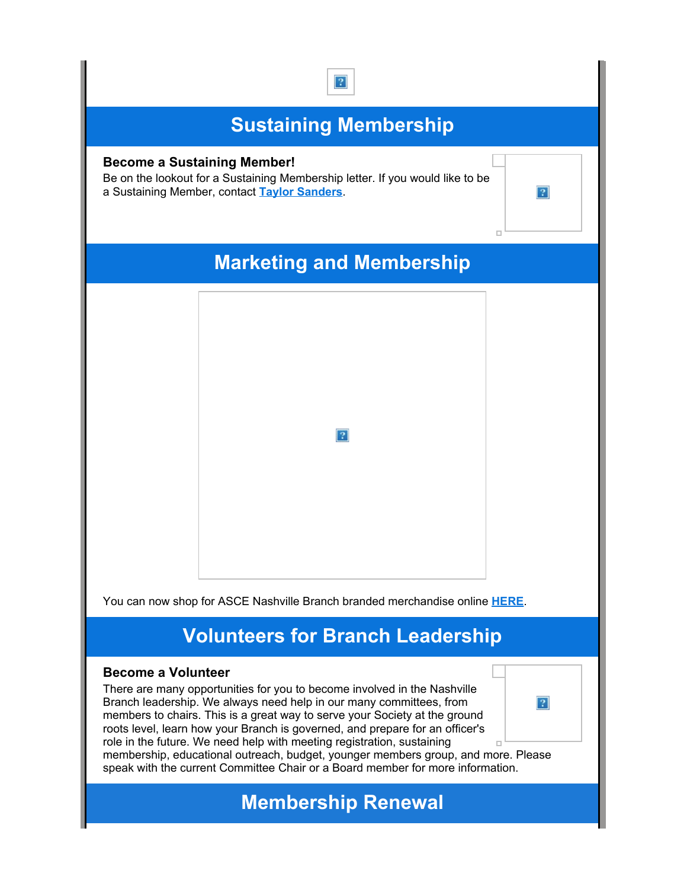## Sustaining Membership

**Become a Sustaining Member!**
Be on the lookout for a Sustaining Membership letter. If you would like to be a Sustaining Member, contact **Taylor Sanders**.

## Marketing and Membership

You can now shop for ASCE Nashville Branch branded merchandise online **HERE**.

## Volunteers for Branch Leadership

**Become a Volunteer**
There are many opportunities for you to become involved in the Nashville Branch leadership. We always need help in our many committees, from members to chairs. This is a great way to serve your Society at the ground roots level, learn how your Branch is governed, and prepare for an officer's role in the future. We need help with meeting registration, sustaining membership, educational outreach, budget, younger members group, and more. Please speak with the current Committee Chair or a Board member for more information.

## Membership Renewal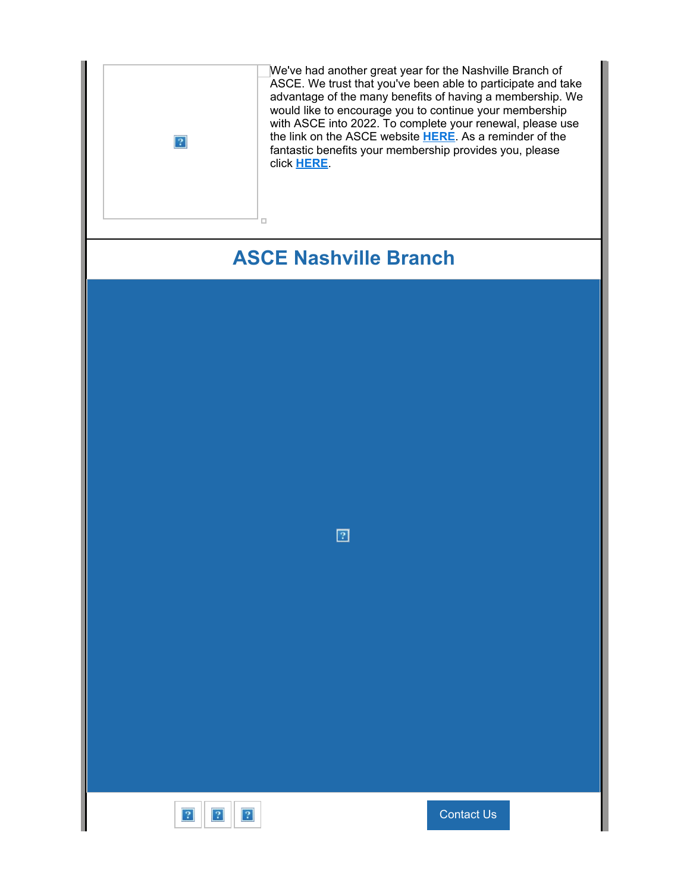We've had another great year for the Nashville Branch of ASCE. We trust that you've been able to participate and take advantage of the many benefits of having a membership. We would like to encourage you to continue your membership with ASCE into 2022. To complete your renewal, please use the link on the ASCE website **HERE**. As a reminder of the fantastic benefits your membership provides you, please click **HERE**.

## ASCE Nashville Branch

Contact Us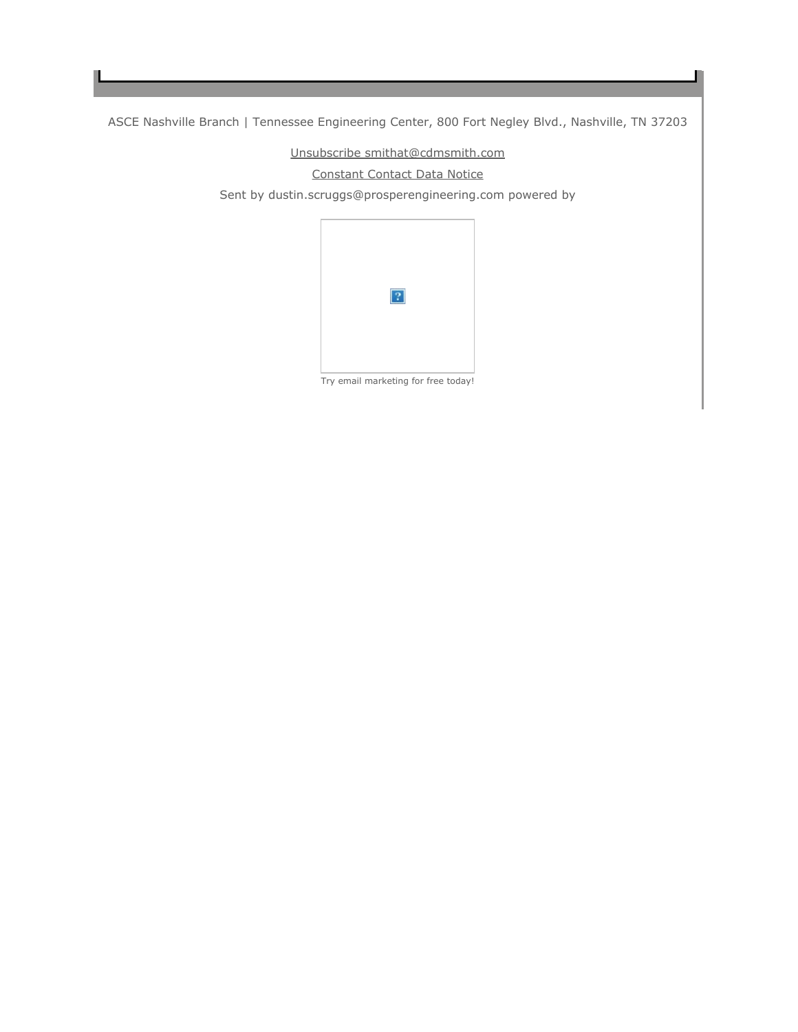ASCE Nashville Branch | Tennessee Engineering Center, 800 Fort Negley Blvd., Nashville, TN 37203

Unsubscribe smithat@cdmsmith.com

Constant Contact Data Notice

Sent by dustin.scruggs@prosperengineering.com powered by

Try email marketing for free today!